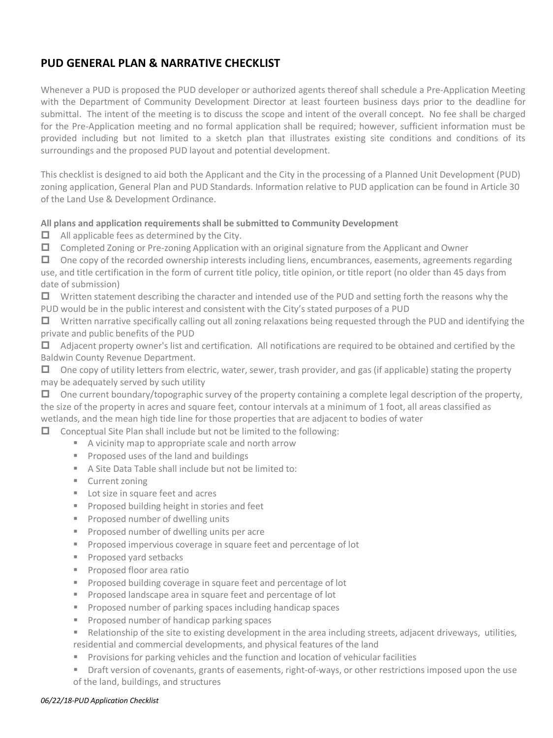## PUD GENERAL PLAN & NARRATIVE CHECKLIST

Whenever a PUD is proposed the PUD developer or authorized agents thereof shall schedule a Pre-Application Meeting with the Department of Community Development Director at least fourteen business days prior to the deadline for submittal. The intent of the meeting is to discuss the scope and intent of the overall concept. No fee shall be charged for the Pre-Application meeting and no formal application shall be required; however, sufficient information must be provided including but not limited to a sketch plan that illustrates existing site conditions and conditions of its surroundings and the proposed PUD layout and potential development.

This checklist is designed to aid both the Applicant and the City in the processing of a Planned Unit Development (PUD) zoning application, General Plan and PUD Standards. Information relative to PUD application can be found in Article 30 of the Land Use & Development Ordinance.

**All plans and application requirements shall be submitted to Community Development**

- ☐ All applicable fees as determined by the City.
- ☐ Completed Zoning or Pre-zoning Application with an original signature from the Applicant and Owner
- ☐ One copy of the recorded ownership interests including liens, encumbrances, easements, agreements regarding use, and title certification in the form of current title policy, title opinion, or title report (no older than 45 days from date of submission)
- ☐ Written statement describing the character and intended use of the PUD and setting forth the reasons why the PUD would be in the public interest and consistent with the City's stated purposes of a PUD
- ☐ Written narrative specifically calling out all zoning relaxations being requested through the PUD and identifying the private and public benefits of the PUD
- ☐ Adjacent property owner's list and certification. All notifications are required to be obtained and certified by the Baldwin County Revenue Department.
- ☐ One copy of utility letters from electric, water, sewer, trash provider, and gas (if applicable) stating the property may be adequately served by such utility
- ☐ One current boundary/topographic survey of the property containing a complete legal description of the property, the size of the property in acres and square feet, contour intervals at a minimum of 1 foot, all areas classified as wetlands, and the mean high tide line for those properties that are adjacent to bodies of water
- ☐ Conceptual Site Plan shall include but not be limited to the following:
  - A vicinity map to appropriate scale and north arrow
  - Proposed uses of the land and buildings
  - A Site Data Table shall include but not be limited to:
  - Current zoning
  - Lot size in square feet and acres
  - Proposed building height in stories and feet
  - Proposed number of dwelling units
  - Proposed number of dwelling units per acre
  - Proposed impervious coverage in square feet and percentage of lot
  - Proposed yard setbacks
  - Proposed floor area ratio
  - Proposed building coverage in square feet and percentage of lot
  - Proposed landscape area in square feet and percentage of lot
  - Proposed number of parking spaces including handicap spaces
  - Proposed number of handicap parking spaces
  - Relationship of the site to existing development in the area including streets, adjacent driveways, utilities, residential and commercial developments, and physical features of the land
  - Provisions for parking vehicles and the function and location of vehicular facilities
  - Draft version of covenants, grants of easements, right-of-ways, or other restrictions imposed upon the use of the land, buildings, and structures

*06/22/18-PUD Application Checklist*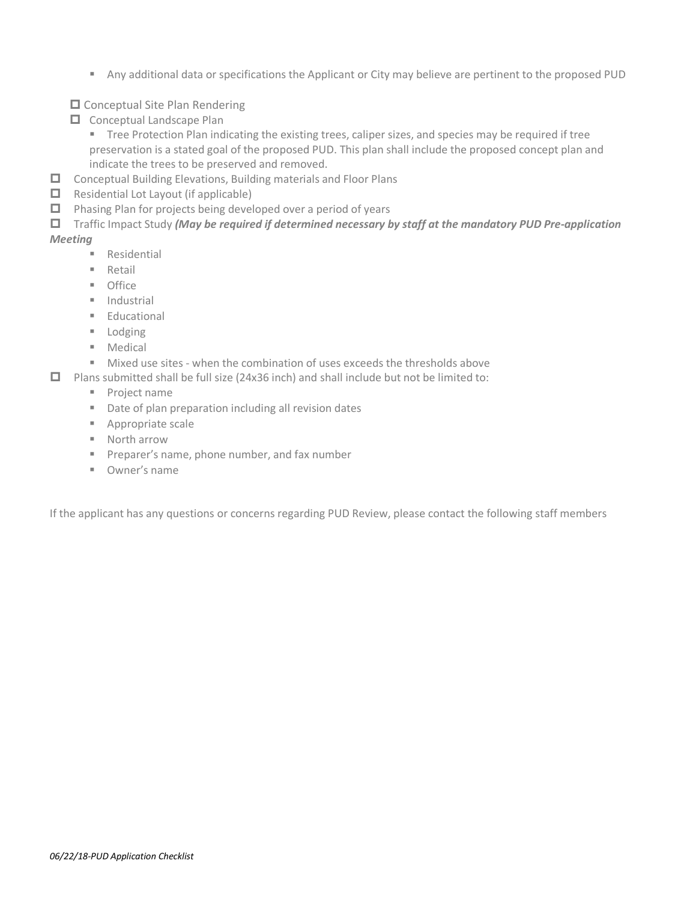- Any additional data or specifications the Applicant or City may believe are pertinent to the proposed PUD

- ☐ Conceptual Site Plan Rendering
- ☐ Conceptual Landscape Plan
  - Tree Protection Plan indicating the existing trees, caliper sizes, and species may be required if tree preservation is a stated goal of the proposed PUD. This plan shall include the proposed concept plan and indicate the trees to be preserved and removed.

- ☐ Conceptual Building Elevations, Building materials and Floor Plans
- ☐ Residential Lot Layout (if applicable)
- ☐ Phasing Plan for projects being developed over a period of years
- ☐ Traffic Impact Study ***(May be required if determined necessary by staff at the mandatory PUD Pre-application Meeting***
  - Residential
  - Retail
  - Office
  - Industrial
  - Educational
  - Lodging
  - Medical
  - Mixed use sites - when the combination of uses exceeds the thresholds above
- ☐ Plans submitted shall be full size (24x36 inch) and shall include but not be limited to:
  - Project name
  - Date of plan preparation including all revision dates
  - Appropriate scale
  - North arrow
  - Preparer's name, phone number, and fax number
  - Owner's name

If the applicant has any questions or concerns regarding PUD Review, please contact the following staff members

*06/22/18-PUD Application Checklist*